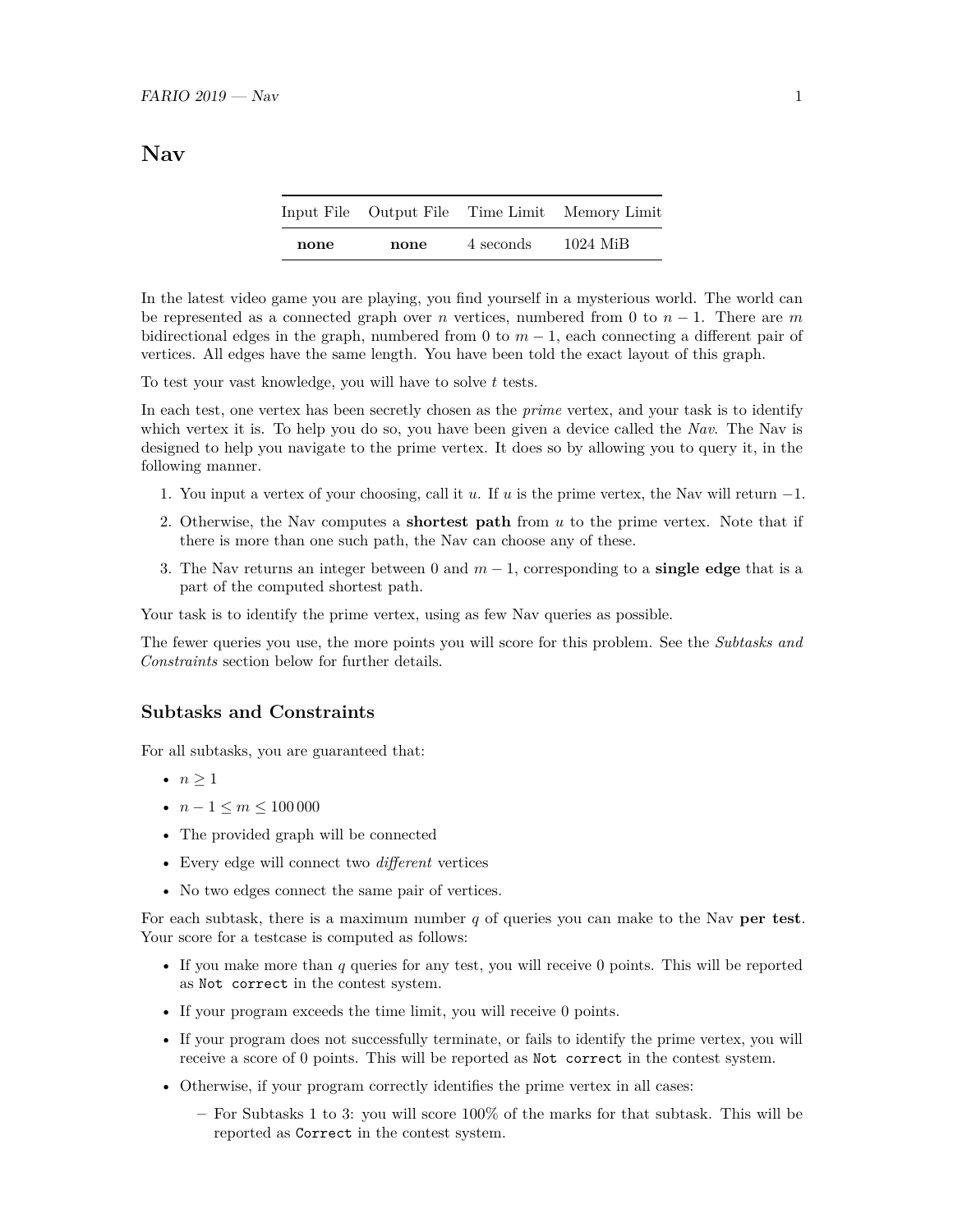# Nav

| Input File | Output File | Time Limit | Memory Limit |
| --- | --- | --- | --- |
| **none** | **none** | 4 seconds | 1024 MiB |

In the latest video game you are playing, you find yourself in a mysterious world. The world can be represented as a connected graph over $n$ vertices, numbered from 0 to $n-1$. There are $m$ bidirectional edges in the graph, numbered from 0 to $m-1$, each connecting a different pair of vertices. All edges have the same length. You have been told the exact layout of this graph.

To test your vast knowledge, you will have to solve $t$ tests.

In each test, one vertex has been secretly chosen as the *prime* vertex, and your task is to identify which vertex it is. To help you do so, you have been given a device called the *Nav*. The Nav is designed to help you navigate to the prime vertex. It does so by allowing you to query it, in the following manner.

1. You input a vertex of your choosing, call it $u$. If $u$ is the prime vertex, the Nav will return $-1$.
2. Otherwise, the Nav computes a **shortest path** from $u$ to the prime vertex. Note that if there is more than one such path, the Nav can choose any of these.
3. The Nav returns an integer between 0 and $m-1$, corresponding to a **single edge** that is a part of the computed shortest path.

Your task is to identify the prime vertex, using as few Nav queries as possible.

The fewer queries you use, the more points you will score for this problem. See the *Subtasks and Constraints* section below for further details.

## Subtasks and Constraints

For all subtasks, you are guaranteed that:

- $n \geq 1$
- $n-1 \leq m \leq 100\,000$
- The provided graph will be connected
- Every edge will connect two *different* vertices
- No two edges connect the same pair of vertices.

For each subtask, there is a maximum number $q$ of queries you can make to the Nav **per test**. Your score for a testcase is computed as follows:

- If you make more than $q$ queries for any test, you will receive 0 points. This will be reported as `Not correct` in the contest system.
- If your program exceeds the time limit, you will receive 0 points.
- If your program does not successfully terminate, or fails to identify the prime vertex, you will receive a score of 0 points. This will be reported as `Not correct` in the contest system.
- Otherwise, if your program correctly identifies the prime vertex in all cases:
  - For Subtasks 1 to 3: you will score 100% of the marks for that subtask. This will be reported as `Correct` in the contest system.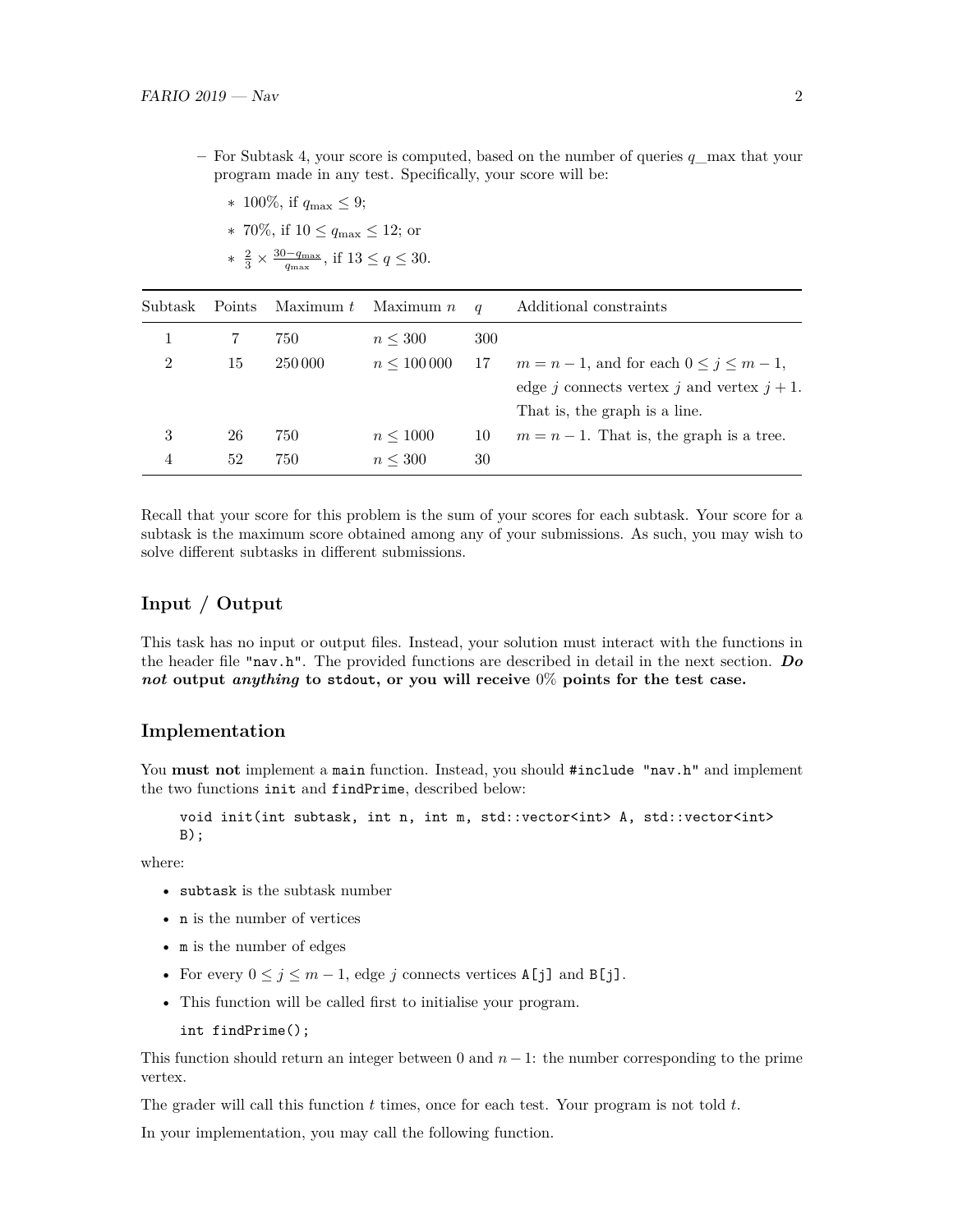- For Subtask 4, your score is computed, based on the number of queries $q\_max$ that your program made in any test. Specifically, your score will be:
  - 100%, if $q_{\max} \leq 9$;
  - 70%, if $10 \leq q_{\max} \leq 12$; or
  - $\frac{2}{3} \times \frac{30 - q_{\max}}{q_{\max}}$, if $13 \leq q \leq 30$.

| Subtask | Points | Maximum $t$ | Maximum $n$ | $q$ | Additional constraints |
|---|---|---|---|---|---|
| 1 | 7 | 750 | $n \leq 300$ | 300 | |
| 2 | 15 | 250 000 | $n \leq 100\,000$ | 17 | $m = n - 1$, and for each $0 \leq j \leq m - 1$, edge $j$ connects vertex $j$ and vertex $j + 1$. That is, the graph is a line. |
| 3 | 26 | 750 | $n \leq 1000$ | 10 | $m = n - 1$. That is, the graph is a tree. |
| 4 | 52 | 750 | $n \leq 300$ | 30 | |

Recall that your score for this problem is the sum of your scores for each subtask. Your score for a subtask is the maximum score obtained among any of your submissions. As such, you may wish to solve different subtasks in different submissions.

## Input / Output

This task has no input or output files. Instead, your solution must interact with the functions in the header file `"nav.h"`. The provided functions are described in detail in the next section. ***Do not* output *anything* to `stdout`, or you will receive 0% points for the test case.**

## Implementation

You **must not** implement a `main` function. Instead, you should `#include "nav.h"` and implement the two functions `init` and `findPrime`, described below:

```
void init(int subtask, int n, int m, std::vector<int> A, std::vector<int> B);
```

where:

- `subtask` is the subtask number
- `n` is the number of vertices
- `m` is the number of edges
- For every $0 \leq j \leq m - 1$, edge $j$ connects vertices `A[j]` and `B[j]`.
- This function will be called first to initialise your program.

```
int findPrime();
```

This function should return an integer between 0 and $n - 1$: the number corresponding to the prime vertex.

The grader will call this function $t$ times, once for each test. Your program is not told $t$.

In your implementation, you may call the following function.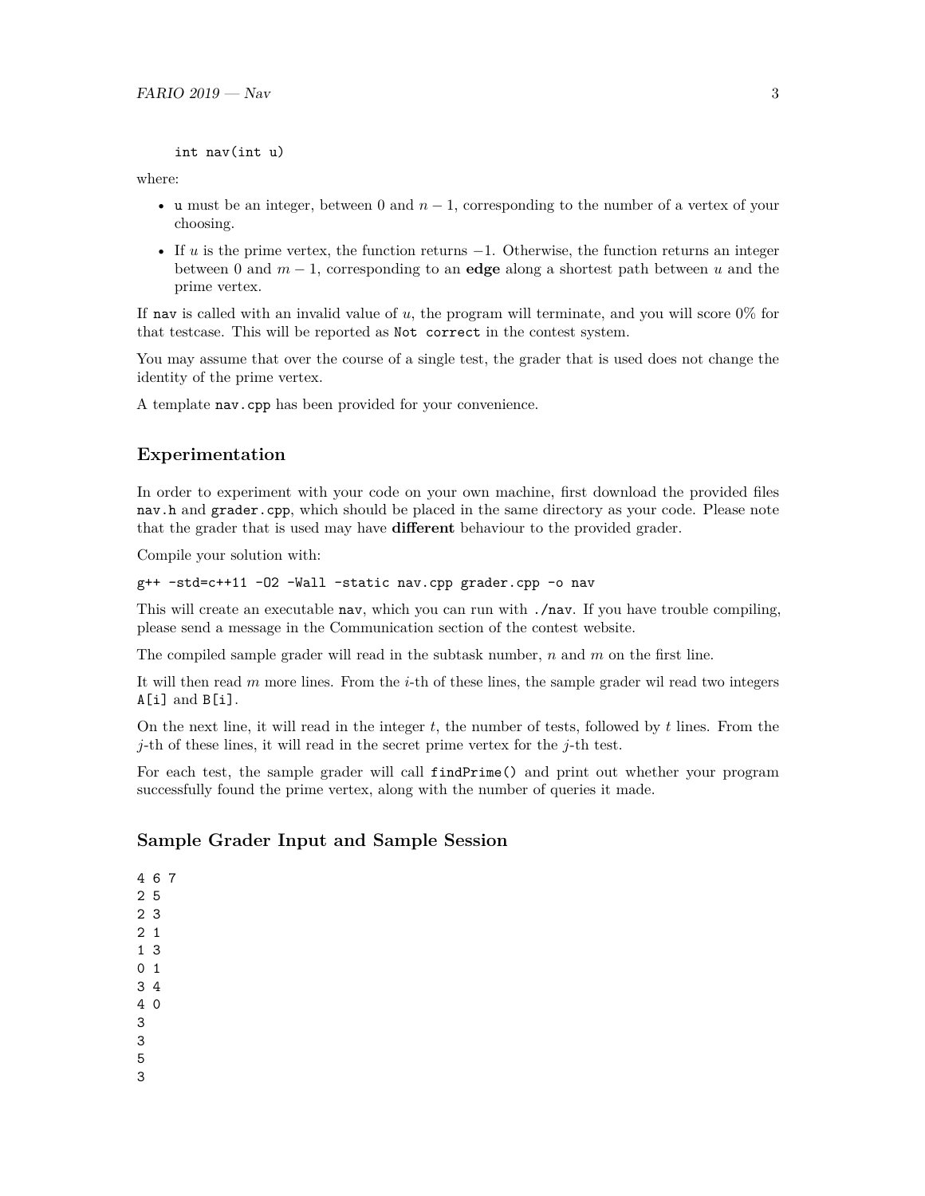```
int nav(int u)
```

where:

- `u` must be an integer, between 0 and $n-1$, corresponding to the number of a vertex of your choosing.
- If $u$ is the prime vertex, the function returns $-1$. Otherwise, the function returns an integer between 0 and $m-1$, corresponding to an **edge** along a shortest path between $u$ and the prime vertex.

If `nav` is called with an invalid value of $u$, the program will terminate, and you will score 0% for that testcase. This will be reported as `Not correct` in the contest system.

You may assume that over the course of a single test, the grader that is used does not change the identity of the prime vertex.

A template `nav.cpp` has been provided for your convenience.

## Experimentation

In order to experiment with your code on your own machine, first download the provided files `nav.h` and `grader.cpp`, which should be placed in the same directory as your code. Please note that the grader that is used may have **different** behaviour to the provided grader.

Compile your solution with:

```
g++ -std=c++11 -O2 -Wall -static nav.cpp grader.cpp -o nav
```

This will create an executable `nav`, which you can run with `./nav`. If you have trouble compiling, please send a message in the Communication section of the contest website.

The compiled sample grader will read in the subtask number, $n$ and $m$ on the first line.

It will then read $m$ more lines. From the $i$-th of these lines, the sample grader wil read two integers `A[i]` and `B[i]`.

On the next line, it will read in the integer $t$, the number of tests, followed by $t$ lines. From the $j$-th of these lines, it will read in the secret prime vertex for the $j$-th test.

For each test, the sample grader will call `findPrime()` and print out whether your program successfully found the prime vertex, along with the number of queries it made.

## Sample Grader Input and Sample Session

```
4 6 7
2 5
2 3
2 1
1 3
0 1
3 4
4 0
3
3
5
3
```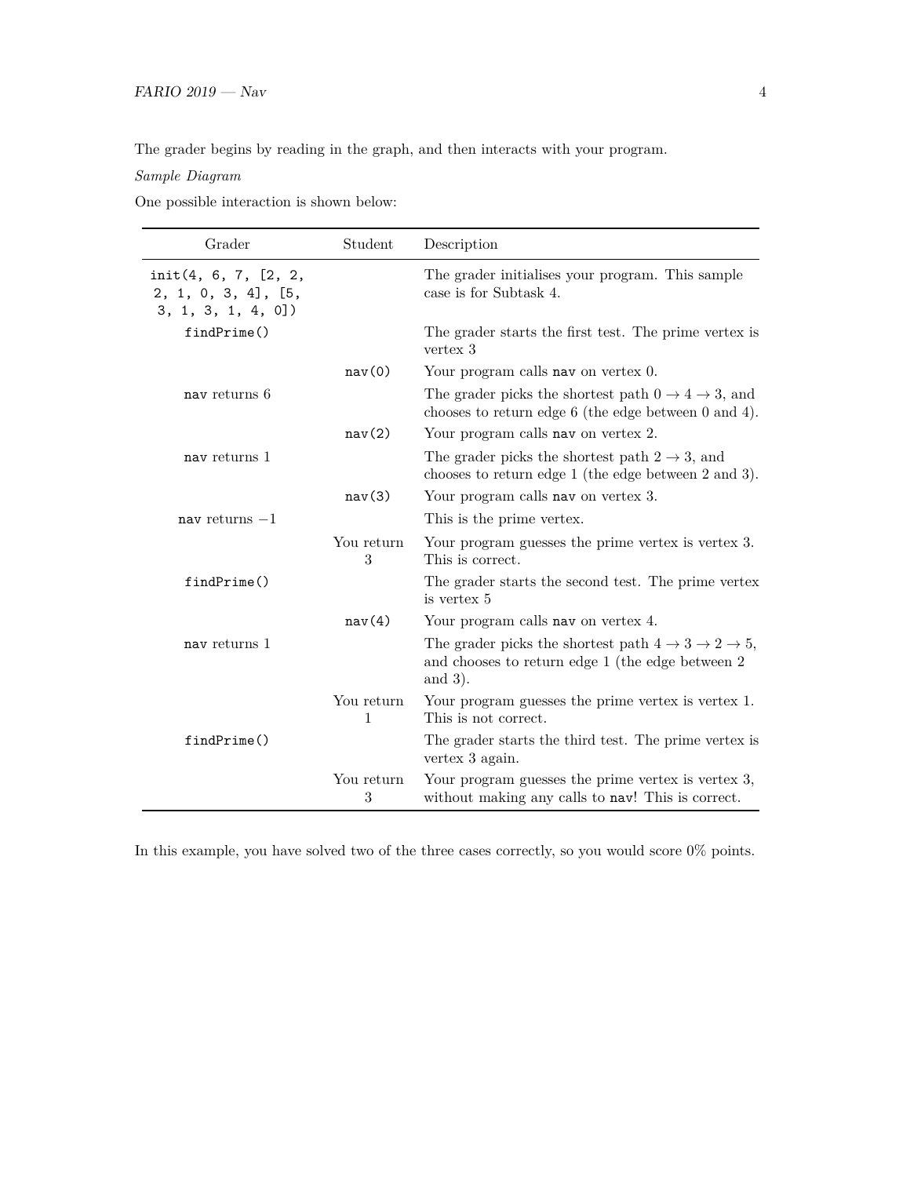The grader begins by reading in the graph, and then interacts with your program.

*Sample Diagram*

One possible interaction is shown below:

| Grader | Student | Description |
|---|---|---|
| `init(4, 6, 7, [2, 2, 2, 1, 0, 3, 4], [5, 3, 1, 3, 1, 4, 0])` | | The grader initialises your program. This sample case is for Subtask 4. |
| `findPrime()` | | The grader starts the first test. The prime vertex is vertex 3 |
| | `nav(0)` | Your program calls `nav` on vertex 0. |
| `nav` returns 6 | | The grader picks the shortest path $0 \to 4 \to 3$, and chooses to return edge 6 (the edge between 0 and 4). |
| | `nav(2)` | Your program calls `nav` on vertex 2. |
| `nav` returns 1 | | The grader picks the shortest path $2 \to 3$, and chooses to return edge 1 (the edge between 2 and 3). |
| | `nav(3)` | Your program calls `nav` on vertex 3. |
| `nav` returns $-1$ | | This is the prime vertex. |
| | You return 3 | Your program guesses the prime vertex is vertex 3. This is correct. |
| `findPrime()` | | The grader starts the second test. The prime vertex is vertex 5 |
| | `nav(4)` | Your program calls `nav` on vertex 4. |
| `nav` returns 1 | | The grader picks the shortest path $4 \to 3 \to 2 \to 5$, and chooses to return edge 1 (the edge between 2 and 3). |
| | You return 1 | Your program guesses the prime vertex is vertex 1. This is not correct. |
| `findPrime()` | | The grader starts the third test. The prime vertex is vertex 3 again. |
| | You return 3 | Your program guesses the prime vertex is vertex 3, without making any calls to `nav`! This is correct. |

In this example, you have solved two of the three cases correctly, so you would score 0% points.